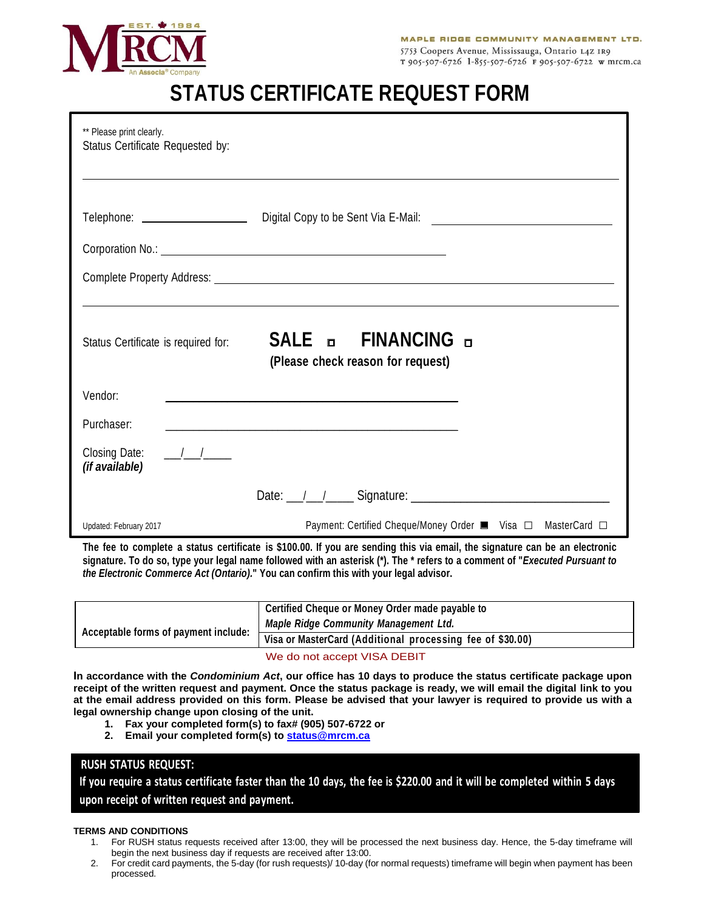**MAPLE RIDGE COMMUNITY MANAGEMENT LTD.**
5753 Coopers Avenue, Mississauga, Ontario L4Z 1R9
T 905-507-6726 1-855-507-6726 F 905-507-6722 w mrcm.ca

MRCM EST. 1984 An Associa® Company

# STATUS CERTIFICATE REQUEST FORM

** Please print clearly.

Status Certificate Requested by:

______________________________________________

Telephone: ____________ Digital Copy to be Sent Via E-Mail: ____________

Corporation No.: ______________________________

Complete Property Address: ______________________________

______________________________________________

Status Certificate is required for: **SALE** ☐ **FINANCING** ☐
**(Please check reason for request)**

Vendor: ______________________________

Purchaser: ______________________________

Closing Date: ___/___/____
***(if available)***

Date: ___/___/____ Signature: ______________________________

Updated: February 2017

Payment: Certified Cheque/Money Order ■ Visa ☐ MasterCard ☐

**The fee to complete a status certificate is $100.00. If you are sending this via email, the signature can be an electronic signature. To do so, type your legal name followed with an asterisk (*). The * refers to a comment of "*Executed Pursuant to the Electronic Commerce Act (Ontario).*" You can confirm this with your legal advisor.**

| **Acceptable forms of payment include:** | **Certified Cheque or Money Order made payable to *Maple Ridge Community Management Ltd.*** |
|---|---|
| | **Visa or MasterCard (Additional processing fee of $30.00)** |

We do not accept VISA DEBIT

**In accordance with the *Condominium Act*, our office has 10 days to produce the status certificate package upon receipt of the written request and payment. Once the status package is ready, we will email the digital link to you at the email address provided on this form. Please be advised that your lawyer is required to provide us with a legal ownership change upon closing of the unit.**

1. **Fax your completed form(s) to fax# (905) 507-6722 or**
2. **Email your completed form(s) to status@mrcm.ca**

**RUSH STATUS REQUEST:**

**If you require a status certificate faster than the 10 days, the fee is $220.00 and it will be completed within 5 days upon receipt of written request and payment.**

**TERMS AND CONDITIONS**

1. For RUSH status requests received after 13:00, they will be processed the next business day. Hence, the 5-day timeframe will begin the next business day if requests are received after 13:00.
2. For credit card payments, the 5-day (for rush requests)/ 10-day (for normal requests) timeframe will begin when payment has been processed.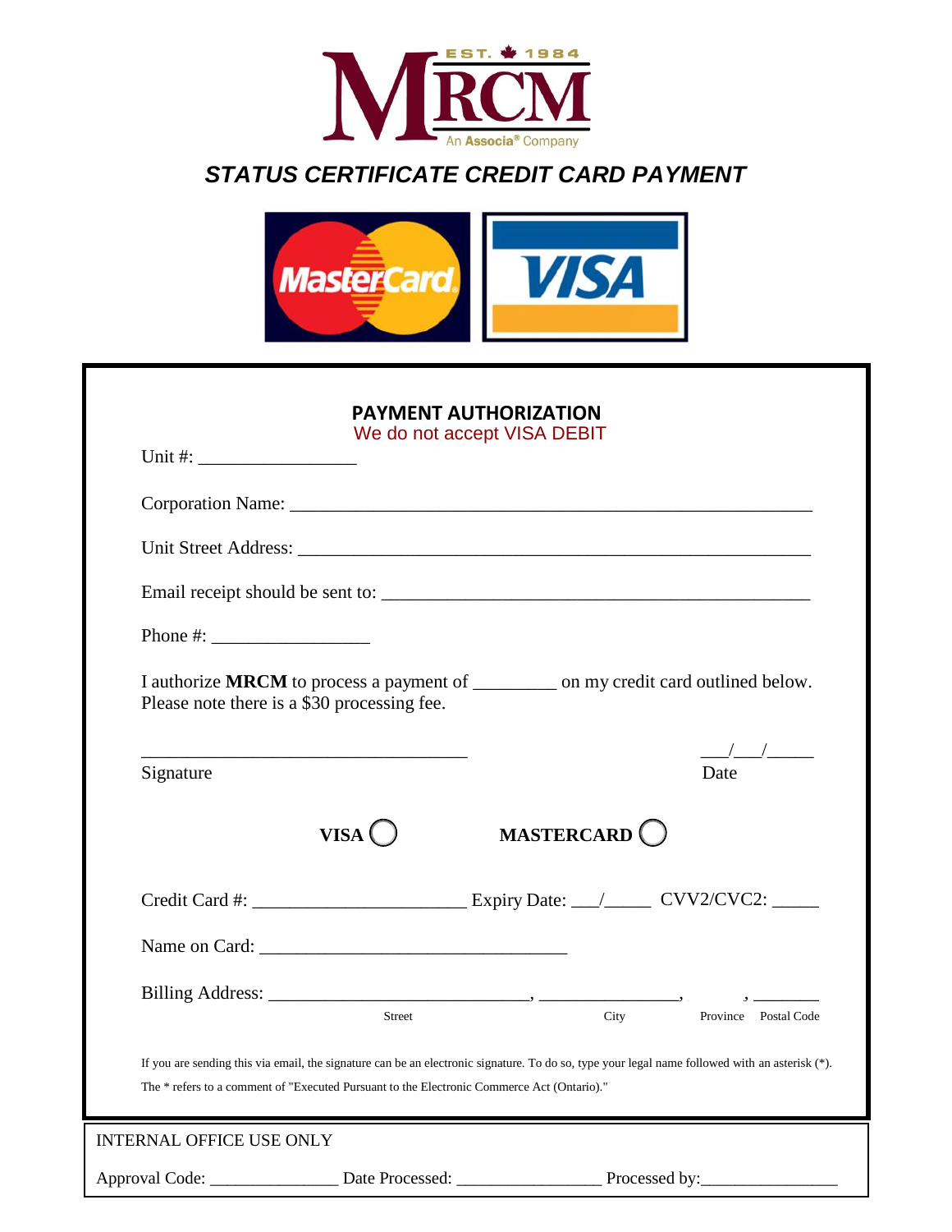EST. 1984

MRCM

An Associa® Company

# *STATUS CERTIFICATE CREDIT CARD PAYMENT*

MasterCard VISA

## PAYMENT AUTHORIZATION

We do not accept VISA DEBIT

Unit #: _________________

Corporation Name: ________________________________________________________

Unit Street Address: ______________________________________________________

Email receipt should be sent to: ____________________________________________

Phone #: _________________

I authorize **MRCM** to process a payment of _________ on my credit card outlined below. Please note there is a $30 processing fee.

___________________________________ ___/___/_____

Signature Date

**VISA** ◯ **MASTERCARD** ◯

Credit Card #: _______________________ Expiry Date: ___/_____ CVV2/CVC2: _____

Name on Card: _________________________________

Billing Address: ____________________________, _______________, , _______

Street City Province Postal Code

If you are sending this via email, the signature can be an electronic signature. To do so, type your legal name followed with an asterisk (*). The * refers to a comment of "Executed Pursuant to the Electronic Commerce Act (Ontario)."

INTERNAL OFFICE USE ONLY

Approval Code: ______________ Date Processed: ________________ Processed by:________________